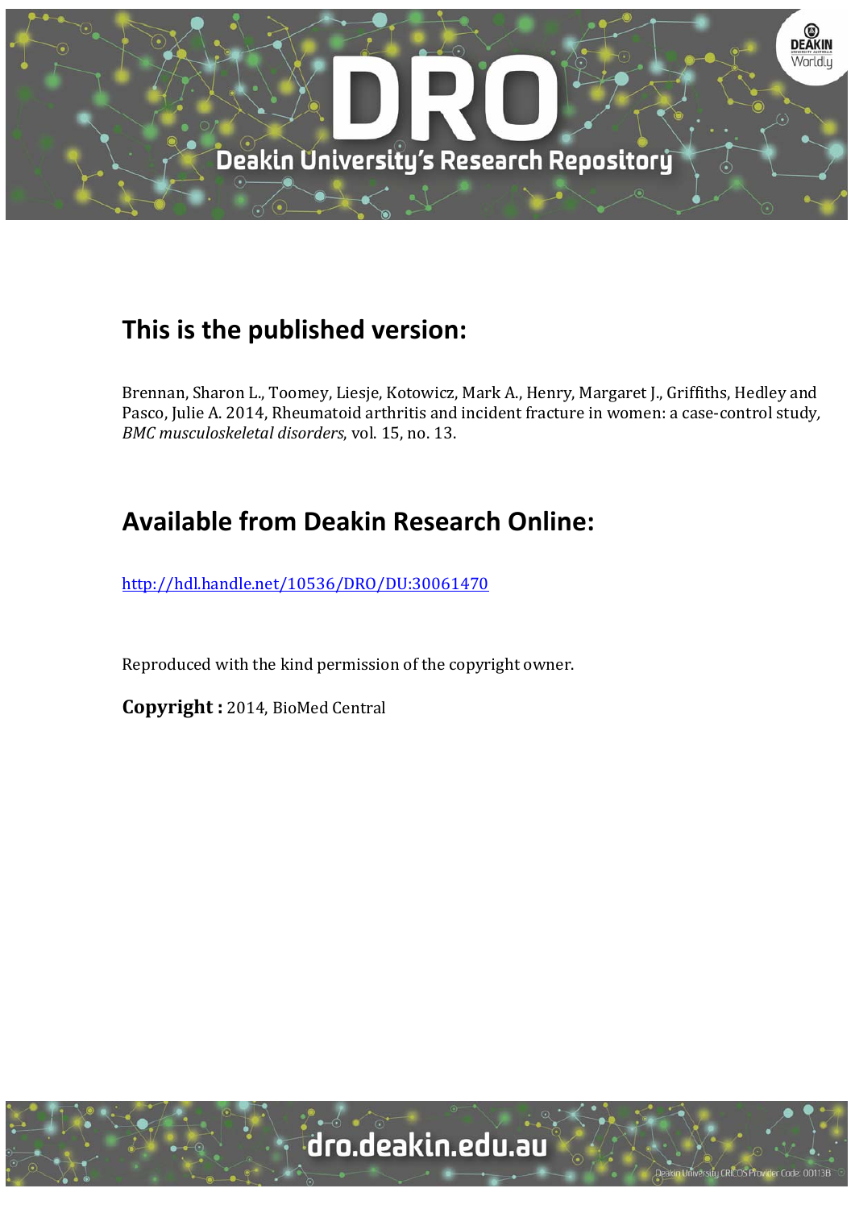## This is the published version:

Brennan, Sharon L., Toomey, Liesje, Kotowicz, Mark A., Henry, Margaret J., Griffiths, Hedley and Pasco, Julie A. 2014, Rheumatoid arthritis and incident fracture in women: a case-control study, *BMC musculoskeletal disorders*, vol. 15, no. 13.

## Available from Deakin Research Online:

http://hdl.handle.net/10536/DRO/DU:30061470

Reproduced with the kind permission of the copyright owner.

**Copyright :** 2014, BioMed Central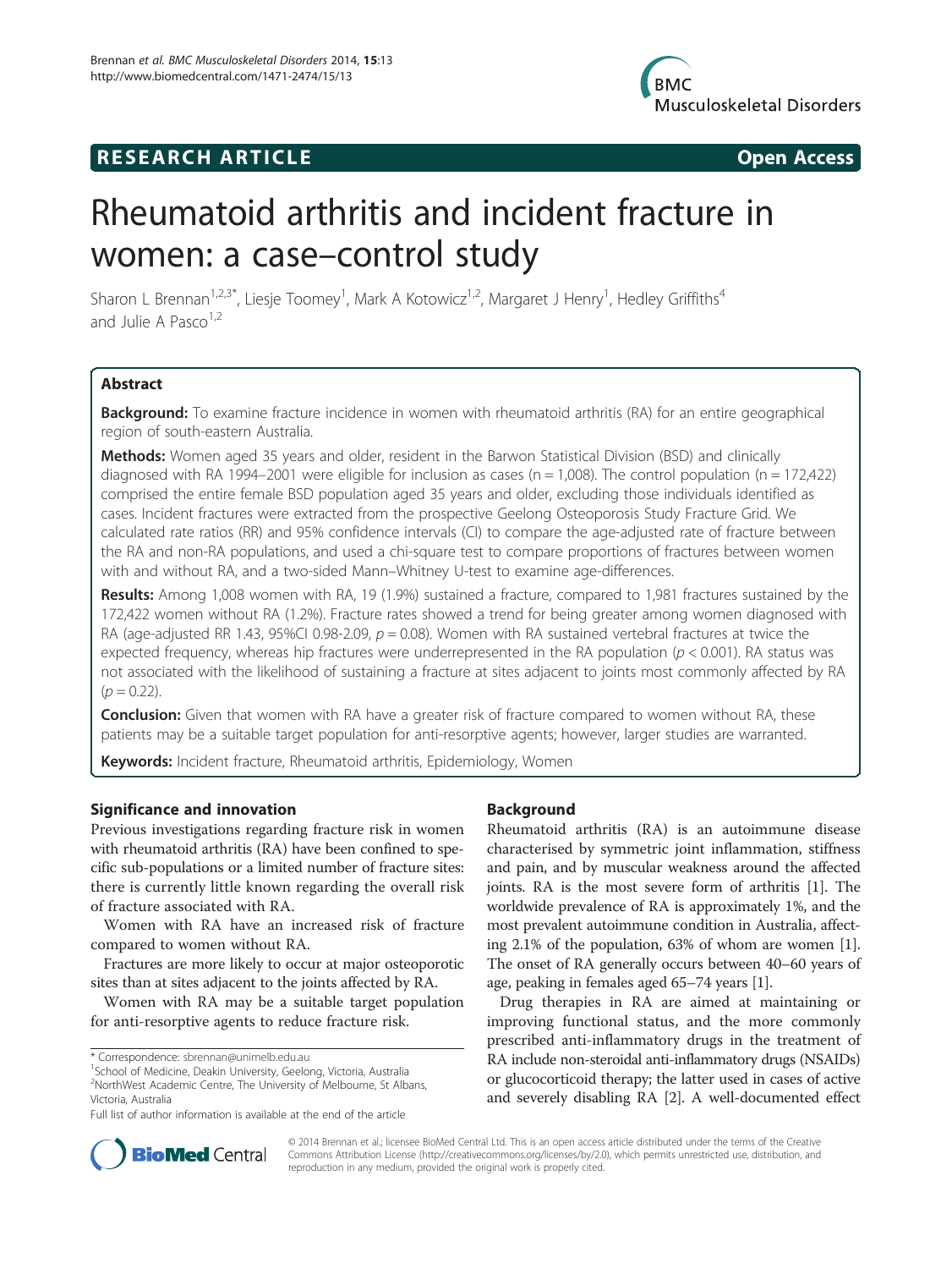# Rheumatoid arthritis and incident fracture in women: a case–control study

Sharon L Brennan[1,2,3*], Liesje Toomey[1], Mark A Kotowicz[1,2], Margaret J Henry[1], Hedley Griffiths[4] and Julie A Pasco[1,2]

## Abstract

**Background:** To examine fracture incidence in women with rheumatoid arthritis (RA) for an entire geographical region of south-eastern Australia.

**Methods:** Women aged 35 years and older, resident in the Barwon Statistical Division (BSD) and clinically diagnosed with RA 1994–2001 were eligible for inclusion as cases (n = 1,008). The control population (n = 172,422) comprised the entire female BSD population aged 35 years and older, excluding those individuals identified as cases. Incident fractures were extracted from the prospective Geelong Osteoporosis Study Fracture Grid. We calculated rate ratios (RR) and 95% confidence intervals (CI) to compare the age-adjusted rate of fracture between the RA and non-RA populations, and used a chi-square test to compare proportions of fractures between women with and without RA, and a two-sided Mann–Whitney U-test to examine age-differences.

**Results:** Among 1,008 women with RA, 19 (1.9%) sustained a fracture, compared to 1,981 fractures sustained by the 172,422 women without RA (1.2%). Fracture rates showed a trend for being greater among women diagnosed with RA (age-adjusted RR 1.43, 95%CI 0.98-2.09, $p = 0.08$). Women with RA sustained vertebral fractures at twice the expected frequency, whereas hip fractures were underrepresented in the RA population ($p < 0.001$). RA status was not associated with the likelihood of sustaining a fracture at sites adjacent to joints most commonly affected by RA ($p = 0.22$).

**Conclusion:** Given that women with RA have a greater risk of fracture compared to women without RA, these patients may be a suitable target population for anti-resorptive agents; however, larger studies are warranted.

**Keywords:** Incident fracture, Rheumatoid arthritis, Epidemiology, Women

## Significance and innovation

Previous investigations regarding fracture risk in women with rheumatoid arthritis (RA) have been confined to specific sub-populations or a limited number of fracture sites: there is currently little known regarding the overall risk of fracture associated with RA.

Women with RA have an increased risk of fracture compared to women without RA.

Fractures are more likely to occur at major osteoporotic sites than at sites adjacent to the joints affected by RA.

Women with RA may be a suitable target population for anti-resorptive agents to reduce fracture risk.

\* Correspondence: sbrennan@unimelb.edu.au
[1]School of Medicine, Deakin University, Geelong, Victoria, Australia
[2]NorthWest Academic Centre, The University of Melbourne, St Albans, Victoria, Australia
Full list of author information is available at the end of the article

## Background

Rheumatoid arthritis (RA) is an autoimmune disease characterised by symmetric joint inflammation, stiffness and pain, and by muscular weakness around the affected joints. RA is the most severe form of arthritis [1]. The worldwide prevalence of RA is approximately 1%, and the most prevalent autoimmune condition in Australia, affecting 2.1% of the population, 63% of whom are women [1]. The onset of RA generally occurs between 40–60 years of age, peaking in females aged 65–74 years [1].

Drug therapies in RA are aimed at maintaining or improving functional status, and the more commonly prescribed anti-inflammatory drugs in the treatment of RA include non-steroidal anti-inflammatory drugs (NSAIDs) or glucocorticoid therapy; the latter used in cases of active and severely disabling RA [2]. A well-documented effect

© 2014 Brennan et al.; licensee BioMed Central Ltd. This is an open access article distributed under the terms of the Creative Commons Attribution License (http://creativecommons.org/licenses/by/2.0), which permits unrestricted use, distribution, and reproduction in any medium, provided the original work is properly cited.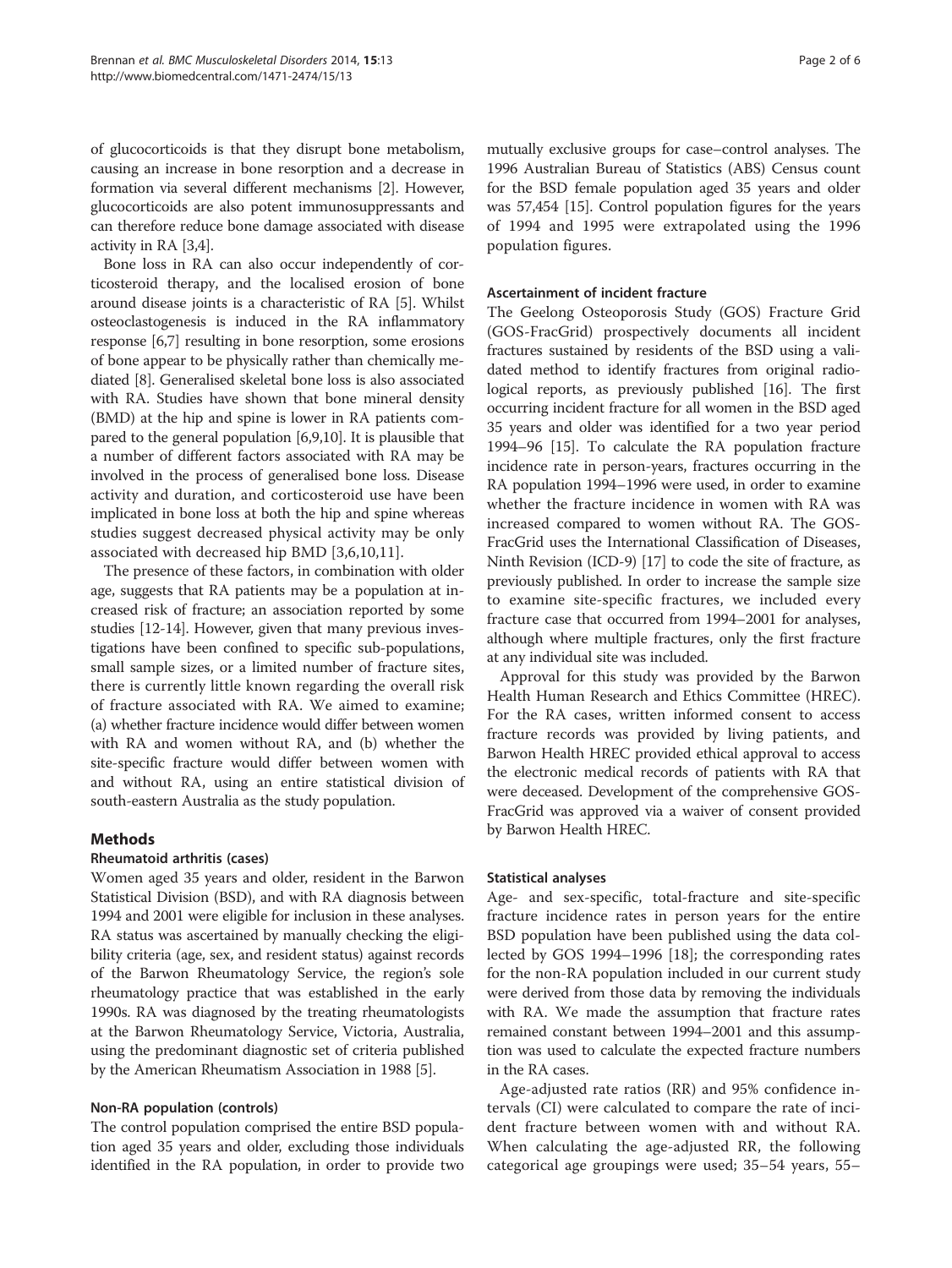of glucocorticoids is that they disrupt bone metabolism, causing an increase in bone resorption and a decrease in formation via several different mechanisms [2]. However, glucocorticoids are also potent immunosuppressants and can therefore reduce bone damage associated with disease activity in RA [3,4].

Bone loss in RA can also occur independently of corticosteroid therapy, and the localised erosion of bone around disease joints is a characteristic of RA [5]. Whilst osteoclastogenesis is induced in the RA inflammatory response [6,7] resulting in bone resorption, some erosions of bone appear to be physically rather than chemically mediated [8]. Generalised skeletal bone loss is also associated with RA. Studies have shown that bone mineral density (BMD) at the hip and spine is lower in RA patients compared to the general population [6,9,10]. It is plausible that a number of different factors associated with RA may be involved in the process of generalised bone loss. Disease activity and duration, and corticosteroid use have been implicated in bone loss at both the hip and spine whereas studies suggest decreased physical activity may be only associated with decreased hip BMD [3,6,10,11].

The presence of these factors, in combination with older age, suggests that RA patients may be a population at increased risk of fracture; an association reported by some studies [12-14]. However, given that many previous investigations have been confined to specific sub-populations, small sample sizes, or a limited number of fracture sites, there is currently little known regarding the overall risk of fracture associated with RA. We aimed to examine; (a) whether fracture incidence would differ between women with RA and women without RA, and (b) whether the site-specific fracture would differ between women with and without RA, using an entire statistical division of south-eastern Australia as the study population.

## Methods

### Rheumatoid arthritis (cases)

Women aged 35 years and older, resident in the Barwon Statistical Division (BSD), and with RA diagnosis between 1994 and 2001 were eligible for inclusion in these analyses. RA status was ascertained by manually checking the eligibility criteria (age, sex, and resident status) against records of the Barwon Rheumatology Service, the region's sole rheumatology practice that was established in the early 1990s. RA was diagnosed by the treating rheumatologists at the Barwon Rheumatology Service, Victoria, Australia, using the predominant diagnostic set of criteria published by the American Rheumatism Association in 1988 [5].

### Non-RA population (controls)

The control population comprised the entire BSD population aged 35 years and older, excluding those individuals identified in the RA population, in order to provide two mutually exclusive groups for case–control analyses. The 1996 Australian Bureau of Statistics (ABS) Census count for the BSD female population aged 35 years and older was 57,454 [15]. Control population figures for the years of 1994 and 1995 were extrapolated using the 1996 population figures.

### Ascertainment of incident fracture

The Geelong Osteoporosis Study (GOS) Fracture Grid (GOS-FracGrid) prospectively documents all incident fractures sustained by residents of the BSD using a validated method to identify fractures from original radiological reports, as previously published [16]. The first occurring incident fracture for all women in the BSD aged 35 years and older was identified for a two year period 1994–96 [15]. To calculate the RA population fracture incidence rate in person-years, fractures occurring in the RA population 1994–1996 were used, in order to examine whether the fracture incidence in women with RA was increased compared to women without RA. The GOS-FracGrid uses the International Classification of Diseases, Ninth Revision (ICD-9) [17] to code the site of fracture, as previously published. In order to increase the sample size to examine site-specific fractures, we included every fracture case that occurred from 1994–2001 for analyses, although where multiple fractures, only the first fracture at any individual site was included.

Approval for this study was provided by the Barwon Health Human Research and Ethics Committee (HREC). For the RA cases, written informed consent to access fracture records was provided by living patients, and Barwon Health HREC provided ethical approval to access the electronic medical records of patients with RA that were deceased. Development of the comprehensive GOS-FracGrid was approved via a waiver of consent provided by Barwon Health HREC.

### Statistical analyses

Age- and sex-specific, total-fracture and site-specific fracture incidence rates in person years for the entire BSD population have been published using the data collected by GOS 1994–1996 [18]; the corresponding rates for the non-RA population included in our current study were derived from those data by removing the individuals with RA. We made the assumption that fracture rates remained constant between 1994–2001 and this assumption was used to calculate the expected fracture numbers in the RA cases.

Age-adjusted rate ratios (RR) and 95% confidence intervals (CI) were calculated to compare the rate of incident fracture between women with and without RA. When calculating the age-adjusted RR, the following categorical age groupings were used; 35–54 years, 55–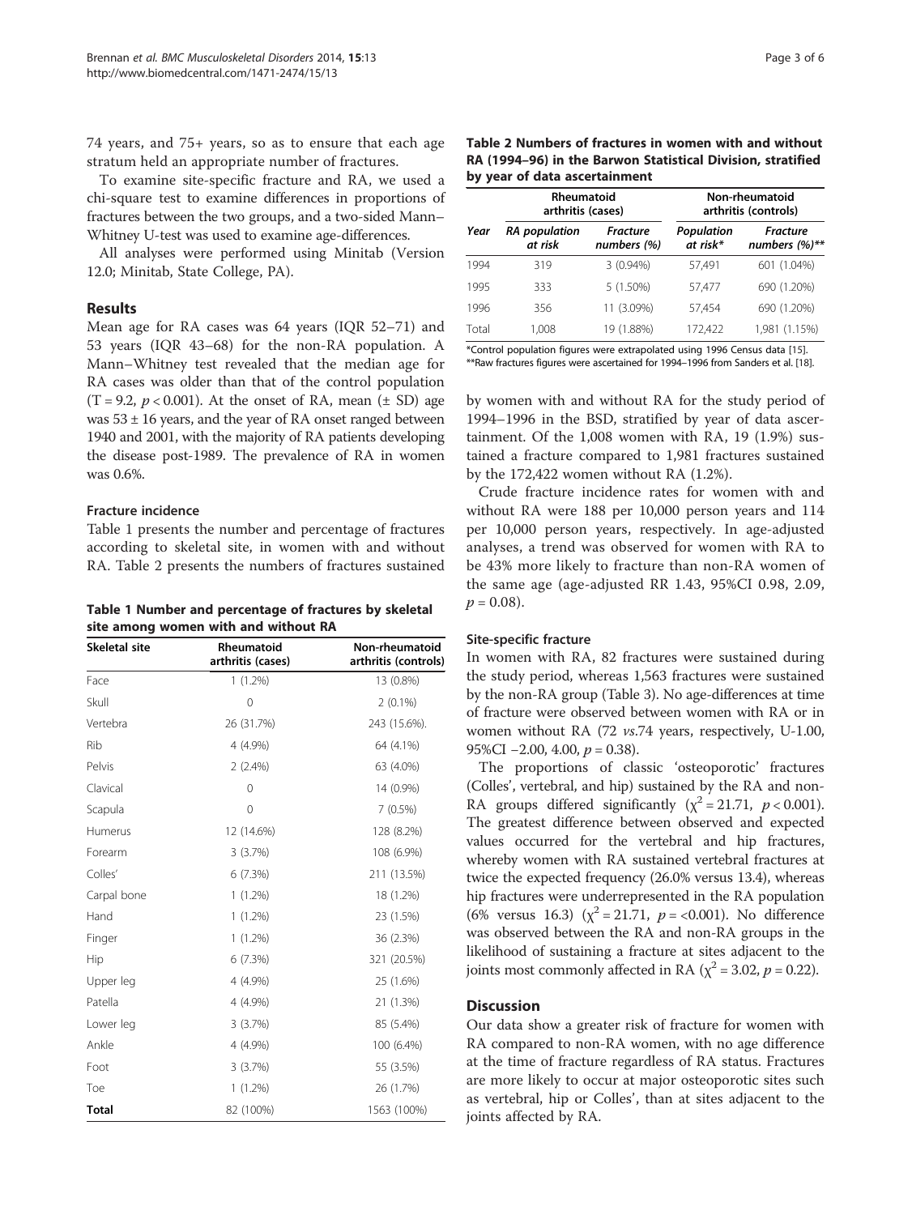74 years, and 75+ years, so as to ensure that each age stratum held an appropriate number of fractures.

To examine site-specific fracture and RA, we used a chi-square test to examine differences in proportions of fractures between the two groups, and a two-sided Mann–Whitney U-test was used to examine age-differences.

All analyses were performed using Minitab (Version 12.0; Minitab, State College, PA).

## Results

Mean age for RA cases was 64 years (IQR 52–71) and 53 years (IQR 43–68) for the non-RA population. A Mann–Whitney test revealed that the median age for RA cases was older than that of the control population ($T = 9.2$, $p < 0.001$). At the onset of RA, mean (± SD) age was 53 ± 16 years, and the year of RA onset ranged between 1940 and 2001, with the majority of RA patients developing the disease post-1989. The prevalence of RA in women was 0.6%.

### Fracture incidence

Table 1 presents the number and percentage of fractures according to skeletal site, in women with and without RA. Table 2 presents the numbers of fractures sustained by women with and without RA for the study period of 1994–1996 in the BSD, stratified by year of data ascertainment. Of the 1,008 women with RA, 19 (1.9%) sustained a fracture compared to 1,981 fractures sustained by the 172,422 women without RA (1.2%).

**Table 1 Number and percentage of fractures by skeletal site among women with and without RA**

| Skeletal site | Rheumatoid arthritis (cases) | Non-rheumatoid arthritis (controls) |
|---|---|---|
| Face | 1 (1.2%) | 13 (0.8%) |
| Skull | 0 | 2 (0.1%) |
| Vertebra | 26 (31.7%) | 243 (15.6%). |
| Rib | 4 (4.9%) | 64 (4.1%) |
| Pelvis | 2 (2.4%) | 63 (4.0%) |
| Clavical | 0 | 14 (0.9%) |
| Scapula | 0 | 7 (0.5%) |
| Humerus | 12 (14.6%) | 128 (8.2%) |
| Forearm | 3 (3.7%) | 108 (6.9%) |
| Colles' | 6 (7.3%) | 211 (13.5%) |
| Carpal bone | 1 (1.2%) | 18 (1.2%) |
| Hand | 1 (1.2%) | 23 (1.5%) |
| Finger | 1 (1.2%) | 36 (2.3%) |
| Hip | 6 (7.3%) | 321 (20.5%) |
| Upper leg | 4 (4.9%) | 25 (1.6%) |
| Patella | 4 (4.9%) | 21 (1.3%) |
| Lower leg | 3 (3.7%) | 85 (5.4%) |
| Ankle | 4 (4.9%) | 100 (6.4%) |
| Foot | 3 (3.7%) | 55 (3.5%) |
| Toe | 1 (1.2%) | 26 (1.7%) |
| **Total** | 82 (100%) | 1563 (100%) |

**Table 2 Numbers of fractures in women with and without RA (1994–96) in the Barwon Statistical Division, stratified by year of data ascertainment**

| Year | Rheumatoid arthritis (cases) | | Non-rheumatoid arthritis (controls) | |
|---|---|---|---|---|
| | *RA population at risk* | *Fracture numbers (%)* | *Population at risk\** | *Fracture numbers (%)\*\** |
| 1994 | 319 | 3 (0.94%) | 57,491 | 601 (1.04%) |
| 1995 | 333 | 5 (1.50%) | 57,477 | 690 (1.20%) |
| 1996 | 356 | 11 (3.09%) | 57,454 | 690 (1.20%) |
| Total | 1,008 | 19 (1.88%) | 172,422 | 1,981 (1.15%) |

\*Control population figures were extrapolated using 1996 Census data [15].
\*\*Raw fractures figures were ascertained for 1994–1996 from Sanders et al. [18].

Crude fracture incidence rates for women with and without RA were 188 per 10,000 person years and 114 per 10,000 person years, respectively. In age-adjusted analyses, a trend was observed for women with RA to be 43% more likely to fracture than non-RA women of the same age (age-adjusted RR 1.43, 95%CI 0.98, 2.09, $p = 0.08$).

### Site-specific fracture

In women with RA, 82 fractures were sustained during the study period, whereas 1,563 fractures were sustained by the non-RA group (Table 3). No age-differences at time of fracture were observed between women with RA or in women without RA (72 *vs.*74 years, respectively, U-1.00, 95%CI −2.00, 4.00, $p = 0.38$).

The proportions of classic 'osteoporotic' fractures (Colles', vertebral, and hip) sustained by the RA and non-RA groups differed significantly ($\chi^2 = 21.71$, $p < 0.001$). The greatest difference between observed and expected values occurred for the vertebral and hip fractures, whereby women with RA sustained vertebral fractures at twice the expected frequency (26.0% versus 13.4), whereas hip fractures were underrepresented in the RA population (6% versus 16.3) ($\chi^2 = 21.71$, $p = <0.001$). No difference was observed between the RA and non-RA groups in the likelihood of sustaining a fracture at sites adjacent to the joints most commonly affected in RA ($\chi^2 = 3.02$, $p = 0.22$).

## Discussion

Our data show a greater risk of fracture for women with RA compared to non-RA women, with no age difference at the time of fracture regardless of RA status. Fractures are more likely to occur at major osteoporotic sites such as vertebral, hip or Colles', than at sites adjacent to the joints affected by RA.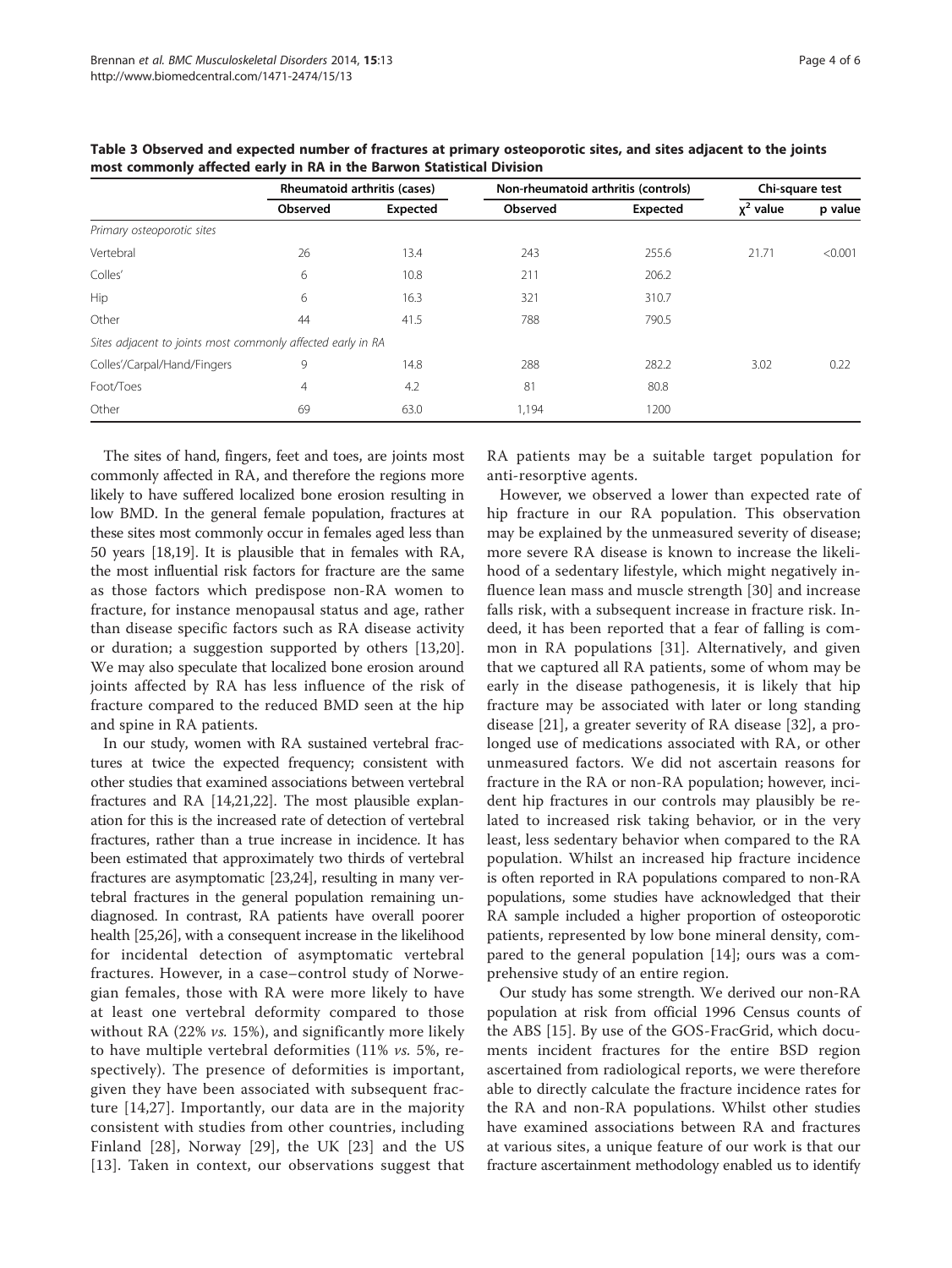**Table 3 Observed and expected number of fractures at primary osteoporotic sites, and sites adjacent to the joints most commonly affected early in RA in the Barwon Statistical Division**

| | Rheumatoid arthritis (cases) | | Non-rheumatoid arthritis (controls) | | Chi-square test | |
|---|---|---|---|---|---|---|
| | Observed | Expected | Observed | Expected | $\chi^2$ value | p value |
| *Primary osteoporotic sites* | | | | | | |
| Vertebral | 26 | 13.4 | 243 | 255.6 | 21.71 | <0.001 |
| Colles' | 6 | 10.8 | 211 | 206.2 | | |
| Hip | 6 | 16.3 | 321 | 310.7 | | |
| Other | 44 | 41.5 | 788 | 790.5 | | |
| *Sites adjacent to joints most commonly affected early in RA* | | | | | | |
| Colles'/Carpal/Hand/Fingers | 9 | 14.8 | 288 | 282.2 | 3.02 | 0.22 |
| Foot/Toes | 4 | 4.2 | 81 | 80.8 | | |
| Other | 69 | 63.0 | 1,194 | 1200 | | |

The sites of hand, fingers, feet and toes, are joints most commonly affected in RA, and therefore the regions more likely to have suffered localized bone erosion resulting in low BMD. In the general female population, fractures at these sites most commonly occur in females aged less than 50 years [18,19]. It is plausible that in females with RA, the most influential risk factors for fracture are the same as those factors which predispose non-RA women to fracture, for instance menopausal status and age, rather than disease specific factors such as RA disease activity or duration; a suggestion supported by others [13,20]. We may also speculate that localized bone erosion around joints affected by RA has less influence of the risk of fracture compared to the reduced BMD seen at the hip and spine in RA patients.

In our study, women with RA sustained vertebral fractures at twice the expected frequency; consistent with other studies that examined associations between vertebral fractures and RA [14,21,22]. The most plausible explanation for this is the increased rate of detection of vertebral fractures, rather than a true increase in incidence. It has been estimated that approximately two thirds of vertebral fractures are asymptomatic [23,24], resulting in many vertebral fractures in the general population remaining undiagnosed. In contrast, RA patients have overall poorer health [25,26], with a consequent increase in the likelihood for incidental detection of asymptomatic vertebral fractures. However, in a case–control study of Norwegian females, those with RA were more likely to have at least one vertebral deformity compared to those without RA (22% *vs.* 15%), and significantly more likely to have multiple vertebral deformities (11% *vs.* 5%, respectively). The presence of deformities is important, given they have been associated with subsequent fracture [14,27]. Importantly, our data are in the majority consistent with studies from other countries, including Finland [28], Norway [29], the UK [23] and the US [13]. Taken in context, our observations suggest that RA patients may be a suitable target population for anti-resorptive agents.

However, we observed a lower than expected rate of hip fracture in our RA population. This observation may be explained by the unmeasured severity of disease; more severe RA disease is known to increase the likelihood of a sedentary lifestyle, which might negatively influence lean mass and muscle strength [30] and increase falls risk, with a subsequent increase in fracture risk. Indeed, it has been reported that a fear of falling is common in RA populations [31]. Alternatively, and given that we captured all RA patients, some of whom may be early in the disease pathogenesis, it is likely that hip fracture may be associated with later or long standing disease [21], a greater severity of RA disease [32], a prolonged use of medications associated with RA, or other unmeasured factors. We did not ascertain reasons for fracture in the RA or non-RA population; however, incident hip fractures in our controls may plausibly be related to increased risk taking behavior, or in the very least, less sedentary behavior when compared to the RA population. Whilst an increased hip fracture incidence is often reported in RA populations compared to non-RA populations, some studies have acknowledged that their RA sample included a higher proportion of osteoporotic patients, represented by low bone mineral density, compared to the general population [14]; ours was a comprehensive study of an entire region.

Our study has some strength. We derived our non-RA population at risk from official 1996 Census counts of the ABS [15]. By use of the GOS-FracGrid, which documents incident fractures for the entire BSD region ascertained from radiological reports, we were therefore able to directly calculate the fracture incidence rates for the RA and non-RA populations. Whilst other studies have examined associations between RA and fractures at various sites, a unique feature of our work is that our fracture ascertainment methodology enabled us to identify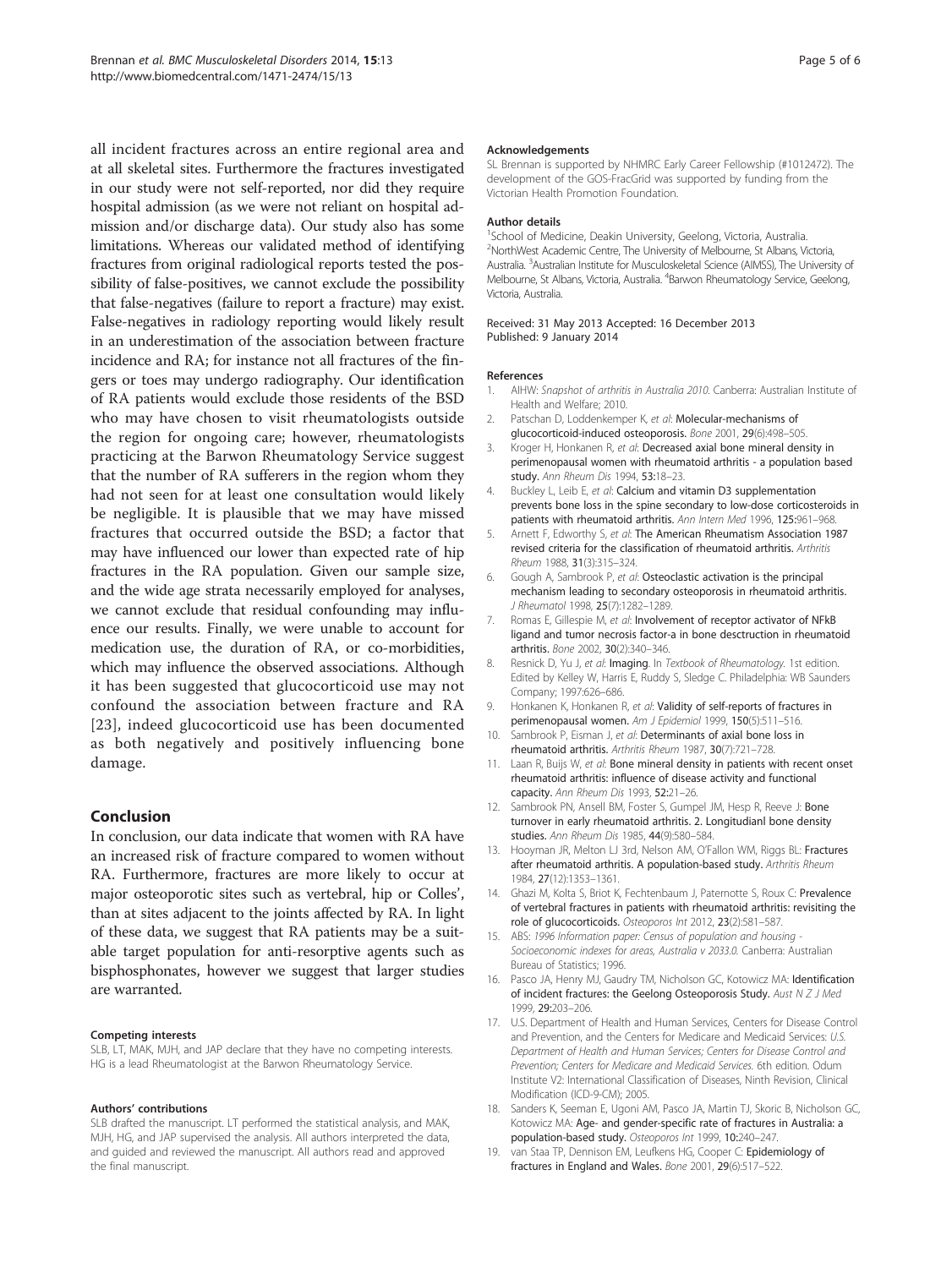all incident fractures across an entire regional area and at all skeletal sites. Furthermore the fractures investigated in our study were not self-reported, nor did they require hospital admission (as we were not reliant on hospital admission and/or discharge data). Our study also has some limitations. Whereas our validated method of identifying fractures from original radiological reports tested the possibility of false-positives, we cannot exclude the possibility that false-negatives (failure to report a fracture) may exist. False-negatives in radiology reporting would likely result in an underestimation of the association between fracture incidence and RA; for instance not all fractures of the fingers or toes may undergo radiography. Our identification of RA patients would exclude those residents of the BSD who may have chosen to visit rheumatologists outside the region for ongoing care; however, rheumatologists practicing at the Barwon Rheumatology Service suggest that the number of RA sufferers in the region whom they had not seen for at least one consultation would likely be negligible. It is plausible that we may have missed fractures that occurred outside the BSD; a factor that may have influenced our lower than expected rate of hip fractures in the RA population. Given our sample size, and the wide age strata necessarily employed for analyses, we cannot exclude that residual confounding may influence our results. Finally, we were unable to account for medication use, the duration of RA, or co-morbidities, which may influence the observed associations. Although it has been suggested that glucocorticoid use may not confound the association between fracture and RA [23], indeed glucocorticoid use has been documented as both negatively and positively influencing bone damage.

## Conclusion

In conclusion, our data indicate that women with RA have an increased risk of fracture compared to women without RA. Furthermore, fractures are more likely to occur at major osteoporotic sites such as vertebral, hip or Colles', than at sites adjacent to the joints affected by RA. In light of these data, we suggest that RA patients may be a suitable target population for anti-resorptive agents such as bisphosphonates, however we suggest that larger studies are warranted.

#### Competing interests

SLB, LT, MAK, MJH, and JAP declare that they have no competing interests. HG is a lead Rheumatologist at the Barwon Rheumatology Service.

#### Authors' contributions

SLB drafted the manuscript. LT performed the statistical analysis, and MAK, MJH, HG, and JAP supervised the analysis. All authors interpreted the data, and guided and reviewed the manuscript. All authors read and approved the final manuscript.

#### Acknowledgements

SL Brennan is supported by NHMRC Early Career Fellowship (#1012472). The development of the GOS-FracGrid was supported by funding from the Victorian Health Promotion Foundation.

#### Author details

[1]School of Medicine, Deakin University, Geelong, Victoria, Australia. [2]NorthWest Academic Centre, The University of Melbourne, St Albans, Victoria, Australia. [3]Australian Institute for Musculoskeletal Science (AIMSS), The University of Melbourne, St Albans, Victoria, Australia. [4]Barwon Rheumatology Service, Geelong, Victoria, Australia.

Received: 31 May 2013 Accepted: 16 December 2013
Published: 9 January 2014

#### References

1. AIHW: *Snapshot of arthritis in Australia 2010*. Canberra: Australian Institute of Health and Welfare; 2010.
2. Patschan D, Loddenkemper K, *et al*: **Molecular-mechanisms of glucocorticoid-induced osteoporosis.** *Bone* 2001, **29**(6):498–505.
3. Kroger H, Honkanen R, *et al*: **Decreased axial bone mineral density in perimenopausal women with rheumatoid arthritis - a population based study.** *Ann Rheum Dis* 1994, **53:**18–23.
4. Buckley L, Leib E, *et al*: **Calcium and vitamin D3 supplementation prevents bone loss in the spine secondary to low-dose corticosteroids in patients with rheumatoid arthritis.** *Ann Intern Med* 1996, **125:**961–968.
5. Arnett F, Edworthy S, *et al*: **The American Rheumatism Association 1987 revised criteria for the classification of rheumatoid arthritis.** *Arthritis Rheum* 1988, **31**(3):315–324.
6. Gough A, Sambrook P, *et al*: **Osteoclastic activation is the principal mechanism leading to secondary osteoporosis in rheumatoid arthritis.** *J Rheumatol* 1998, **25**(7):1282–1289.
7. Romas E, Gillespie M, *et al*: **Involvement of receptor activator of NFkB ligand and tumor necrosis factor-a in bone desctruction in rheumatoid arthritis.** *Bone* 2002, **30**(2):340–346.
8. Resnick D, Yu J, *et al*: **Imaging.** In *Textbook of Rheumatology*. 1st edition. Edited by Kelley W, Harris E, Ruddy S, Sledge C. Philadelphia: WB Saunders Company; 1997:626–686.
9. Honkanen K, Honkanen R, *et al*: **Validity of self-reports of fractures in perimenopausal women.** *Am J Epidemiol* 1999, **150**(5):511–516.
10. Sambrook P, Eisman J, *et al*: **Determinants of axial bone loss in rheumatoid arthritis.** *Arthritis Rheum* 1987, **30**(7):721–728.
11. Laan R, Buijs W, *et al*: **Bone mineral density in patients with recent onset rheumatoid arthritis: influence of disease activity and functional capacity.** *Ann Rheum Dis* 1993, **52:**21–26.
12. Sambrook PN, Ansell BM, Foster S, Gumpel JM, Hesp R, Reeve J: **Bone turnover in early rheumatoid arthritis. 2. Longitudianl bone density studies.** *Ann Rheum Dis* 1985, **44**(9):580–584.
13. Hooyman JR, Melton LJ 3rd, Nelson AM, O'Fallon WM, Riggs BL: **Fractures after rheumatoid arthritis. A population-based study.** *Arthritis Rheum* 1984, **27**(12):1353–1361.
14. Ghazi M, Kolta S, Briot K, Fechtenbaum J, Paternotte S, Roux C: **Prevalence of vertebral fractures in patients with rheumatoid arthritis: revisiting the role of glucocorticoids.** *Osteoporos Int* 2012, **23**(2):581–587.
15. ABS: *1996 Information paper: Census of population and housing - Socioeconomic indexes for areas, Australia v 2033.0*. Canberra: Australian Bureau of Statistics; 1996.
16. Pasco JA, Henry MJ, Gaudry TM, Nicholson GC, Kotowicz MA: **Identification of incident fractures: the Geelong Osteoporosis Study.** *Aust N Z J Med* 1999, **29:**203–206.
17. U.S. Department of Health and Human Services, Centers for Disease Control and Prevention, and the Centers for Medicare and Medicaid Services: *U.S. Department of Health and Human Services; Centers for Disease Control and Prevention; Centers for Medicare and Medicaid Services*. 6th edition. Odum Institute V2: International Classification of Diseases, Ninth Revision, Clinical Modification (ICD-9-CM); 2005.
18. Sanders K, Seeman E, Ugoni AM, Pasco JA, Martin TJ, Skoric B, Nicholson GC, Kotowicz MA: **Age- and gender-specific rate of fractures in Australia: a population-based study.** *Osteoporos Int* 1999, **10:**240–247.
19. van Staa TP, Dennison EM, Leufkens HG, Cooper C: **Epidemiology of fractures in England and Wales.** *Bone* 2001, **29**(6):517–522.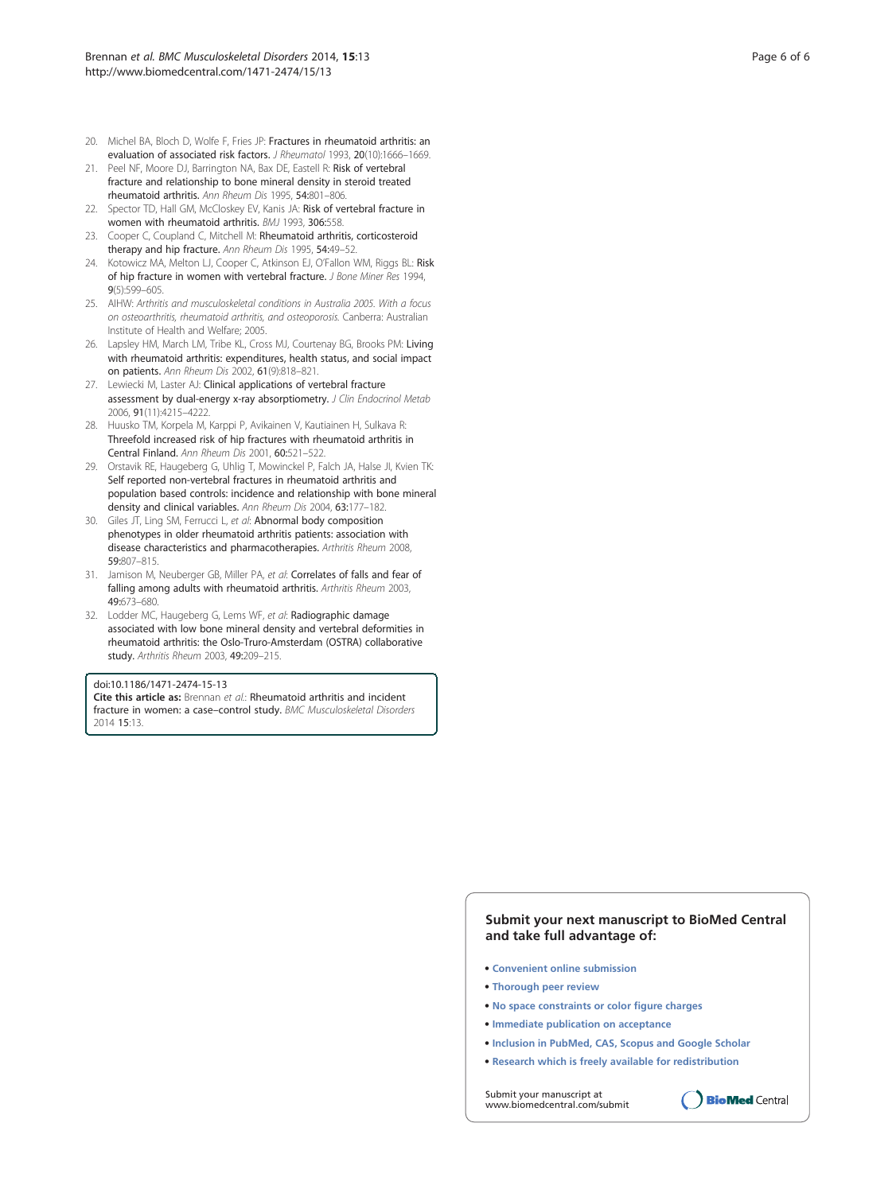20. Michel BA, Bloch D, Wolfe F, Fries JP: **Fractures in rheumatoid arthritis: an evaluation of associated risk factors.** *J Rheumatol* 1993, **20**(10):1666–1669.
21. Peel NF, Moore DJ, Barrington NA, Bax DE, Eastell R: **Risk of vertebral fracture and relationship to bone mineral density in steroid treated rheumatoid arthritis.** *Ann Rheum Dis* 1995, **54**:801–806.
22. Spector TD, Hall GM, McCloskey EV, Kanis JA: **Risk of vertebral fracture in women with rheumatoid arthritis.** *BMJ* 1993, **306**:558.
23. Cooper C, Coupland C, Mitchell M: **Rheumatoid arthritis, corticosteroid therapy and hip fracture.** *Ann Rheum Dis* 1995, **54**:49–52.
24. Kotowicz MA, Melton LJ, Cooper C, Atkinson EJ, O'Fallon WM, Riggs BL: **Risk of hip fracture in women with vertebral fracture.** *J Bone Miner Res* 1994, **9**(5):599–605.
25. AIHW: *Arthritis and musculoskeletal conditions in Australia 2005. With a focus on osteoarthritis, rheumatoid arthritis, and osteoporosis.* Canberra: Australian Institute of Health and Welfare; 2005.
26. Lapsley HM, March LM, Tribe KL, Cross MJ, Courtenay BG, Brooks PM: **Living with rheumatoid arthritis: expenditures, health status, and social impact on patients.** *Ann Rheum Dis* 2002, **61**(9):818–821.
27. Lewiecki M, Laster AJ: **Clinical applications of vertebral fracture assessment by dual-energy x-ray absorptiometry.** *J Clin Endocrinol Metab* 2006, **91**(11):4215–4222.
28. Huusko TM, Korpela M, Karppi P, Avikainen V, Kautiainen H, Sulkava R: **Threefold increased risk of hip fractures with rheumatoid arthritis in Central Finland.** *Ann Rheum Dis* 2001, **60**:521–522.
29. Orstavik RE, Haugeberg G, Uhlig T, Mowinckel P, Falch JA, Halse JI, Kvien TK: **Self reported non-vertebral fractures in rheumatoid arthritis and population based controls: incidence and relationship with bone mineral density and clinical variables.** *Ann Rheum Dis* 2004, **63**:177–182.
30. Giles JT, Ling SM, Ferrucci L, *et al*: **Abnormal body composition phenotypes in older rheumatoid arthritis patients: association with disease characteristics and pharmacotherapies.** *Arthritis Rheum* 2008, **59**:807–815.
31. Jamison M, Neuberger GB, Miller PA, *et al*: **Correlates of falls and fear of falling among adults with rheumatoid arthritis.** *Arthritis Rheum* 2003, **49**:673–680.
32. Lodder MC, Haugeberg G, Lems WF, *et al*: **Radiographic damage associated with low bone mineral density and vertebral deformities in rheumatoid arthritis: the Oslo-Truro-Amsterdam (OSTRA) collaborative study.** *Arthritis Rheum* 2003, **49**:209–215.

doi:10.1186/1471-2474-15-13

**Cite this article as:** Brennan *et al.*: Rheumatoid arthritis and incident fracture in women: a case–control study. *BMC Musculoskeletal Disorders* 2014 **15**:13.

**Submit your next manuscript to BioMed Central and take full advantage of:**

- **Convenient online submission**
- **Thorough peer review**
- **No space constraints or color figure charges**
- **Immediate publication on acceptance**
- **Inclusion in PubMed, CAS, Scopus and Google Scholar**
- **Research which is freely available for redistribution**

Submit your manuscript at
www.biomedcentral.com/submit

BioMed Central